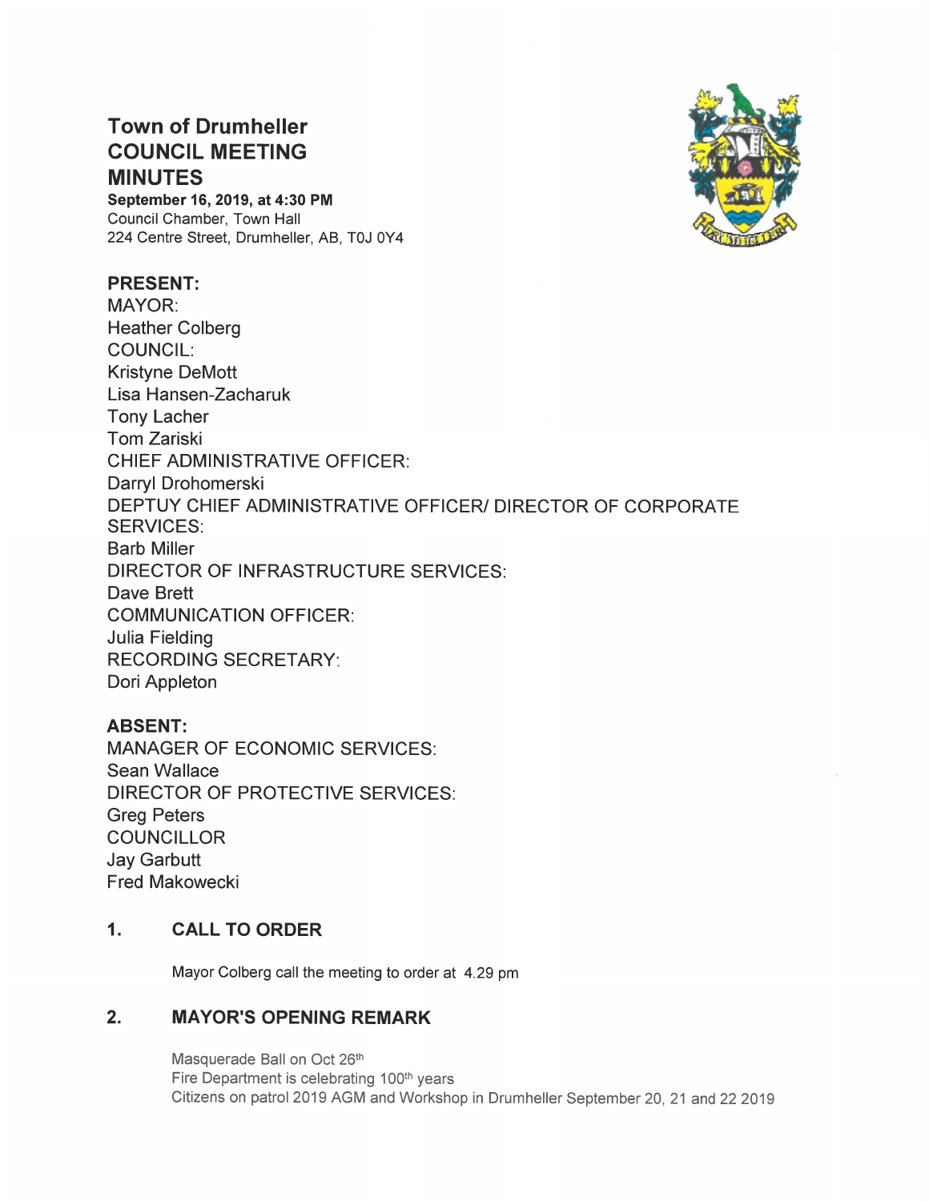# Town of Drumheller
# COUNCIL MEETING
# MINUTES

**September 16, 2019, at 4:30 PM**
Council Chamber, Town Hall
224 Centre Street, Drumheller, AB, T0J 0Y4

**PRESENT:**
MAYOR:
Heather Colberg
COUNCIL:
Kristyne DeMott
Lisa Hansen-Zacharuk
Tony Lacher
Tom Zariski
CHIEF ADMINISTRATIVE OFFICER:
Darryl Drohomerski
DEPTUY CHIEF ADMINISTRATIVE OFFICER/ DIRECTOR OF CORPORATE SERVICES:
Barb Miller
DIRECTOR OF INFRASTRUCTURE SERVICES:
Dave Brett
COMMUNICATION OFFICER:
Julia Fielding
RECORDING SECRETARY:
Dori Appleton

**ABSENT:**
MANAGER OF ECONOMIC SERVICES:
Sean Wallace
DIRECTOR OF PROTECTIVE SERVICES:
Greg Peters
COUNCILLOR
Jay Garbutt
Fred Makowecki

## 1. CALL TO ORDER

Mayor Colberg call the meeting to order at 4.29 pm

## 2. MAYOR'S OPENING REMARK

Masquerade Ball on Oct 26th
Fire Department is celebrating 100th years
Citizens on patrol 2019 AGM and Workshop in Drumheller September 20, 21 and 22 2019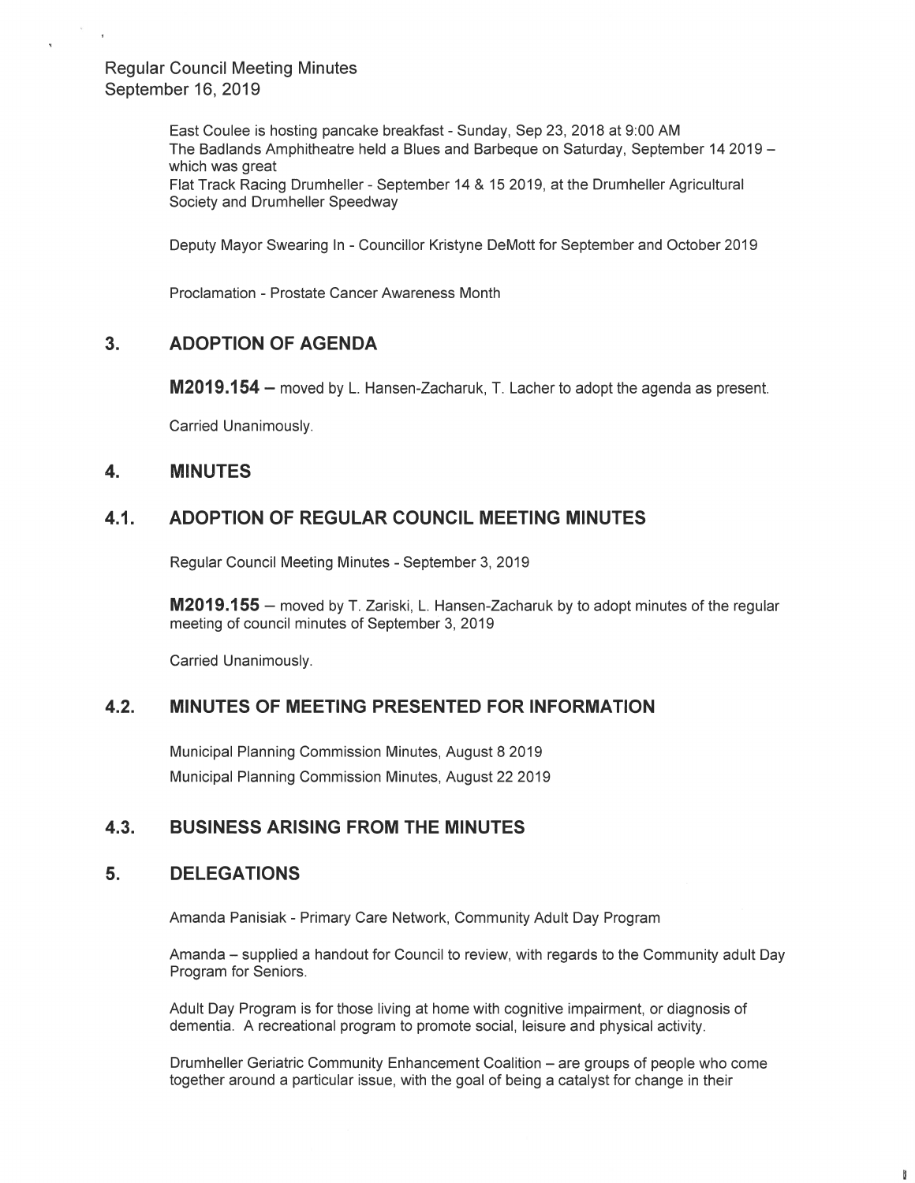East Coulee is hosting pancake breakfast - Sunday, Sep 23, 2018 at 9:00 AM
The Badlands Amphitheatre held a Blues and Barbeque on Saturday, September 14 2019 – which was great
Flat Track Racing Drumheller - September 14 & 15 2019, at the Drumheller Agricultural Society and Drumheller Speedway

Deputy Mayor Swearing In - Councillor Kristyne DeMott for September and October 2019

Proclamation - Prostate Cancer Awareness Month

## 3. ADOPTION OF AGENDA

**M2019.154** – moved by L. Hansen-Zacharuk, T. Lacher to adopt the agenda as present.

Carried Unanimously.

## 4. MINUTES

## 4.1. ADOPTION OF REGULAR COUNCIL MEETING MINUTES

Regular Council Meeting Minutes - September 3, 2019

**M2019.155** – moved by T. Zariski, L. Hansen-Zacharuk by to adopt minutes of the regular meeting of council minutes of September 3, 2019

Carried Unanimously.

## 4.2. MINUTES OF MEETING PRESENTED FOR INFORMATION

Municipal Planning Commission Minutes, August 8 2019
Municipal Planning Commission Minutes, August 22 2019

## 4.3. BUSINESS ARISING FROM THE MINUTES

## 5. DELEGATIONS

Amanda Panisiak - Primary Care Network, Community Adult Day Program

Amanda – supplied a handout for Council to review, with regards to the Community adult Day Program for Seniors.

Adult Day Program is for those living at home with cognitive impairment, or diagnosis of dementia. A recreational program to promote social, leisure and physical activity.

Drumheller Geriatric Community Enhancement Coalition – are groups of people who come together around a particular issue, with the goal of being a catalyst for change in their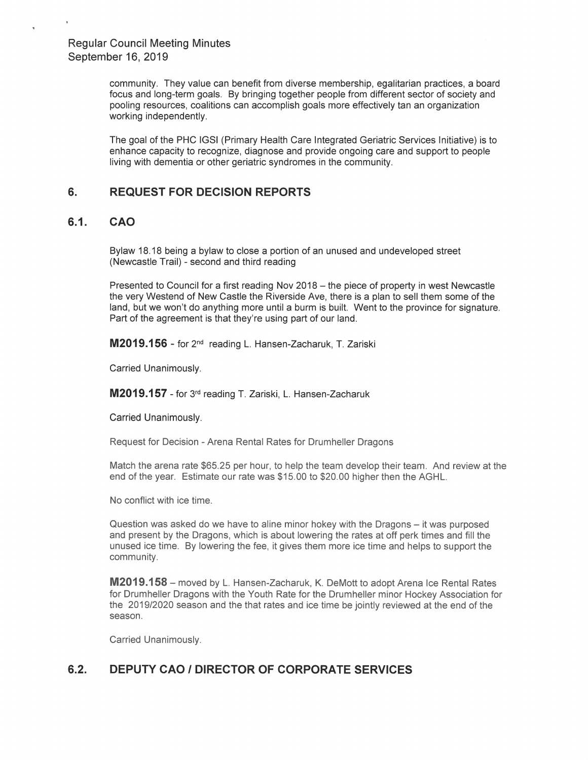community. They value can benefit from diverse membership, egalitarian practices, a board focus and long-term goals. By bringing together people from different sector of society and pooling resources, coalitions can accomplish goals more effectively tan an organization working independently.

The goal of the PHC IGSI (Primary Health Care Integrated Geriatric Services Initiative) is to enhance capacity to recognize, diagnose and provide ongoing care and support to people living with dementia or other geriatric syndromes in the community.

## 6. REQUEST FOR DECISION REPORTS

### 6.1. CAO

Bylaw 18.18 being a bylaw to close a portion of an unused and undeveloped street (Newcastle Trail) - second and third reading

Presented to Council for a first reading Nov 2018 – the piece of property in west Newcastle the very Westend of New Castle the Riverside Ave, there is a plan to sell them some of the land, but we won't do anything more until a burm is built. Went to the province for signature. Part of the agreement is that they're using part of our land.

**M2019.156** - for 2nd reading L. Hansen-Zacharuk, T. Zariski

Carried Unanimously.

**M2019.157** - for 3rd reading T. Zariski, L. Hansen-Zacharuk

Carried Unanimously.

Request for Decision - Arena Rental Rates for Drumheller Dragons

Match the arena rate $65.25 per hour, to help the team develop their team. And review at the end of the year. Estimate our rate was $15.00 to $20.00 higher then the AGHL.

No conflict with ice time.

Question was asked do we have to aline minor hokey with the Dragons – it was purposed and present by the Dragons, which is about lowering the rates at off perk times and fill the unused ice time. By lowering the fee, it gives them more ice time and helps to support the community.

**M2019.158** – moved by L. Hansen-Zacharuk, K. DeMott to adopt Arena Ice Rental Rates for Drumheller Dragons with the Youth Rate for the Drumheller minor Hockey Association for the 2019/2020 season and the that rates and ice time be jointly reviewed at the end of the season.

Carried Unanimously.

### 6.2. DEPUTY CAO / DIRECTOR OF CORPORATE SERVICES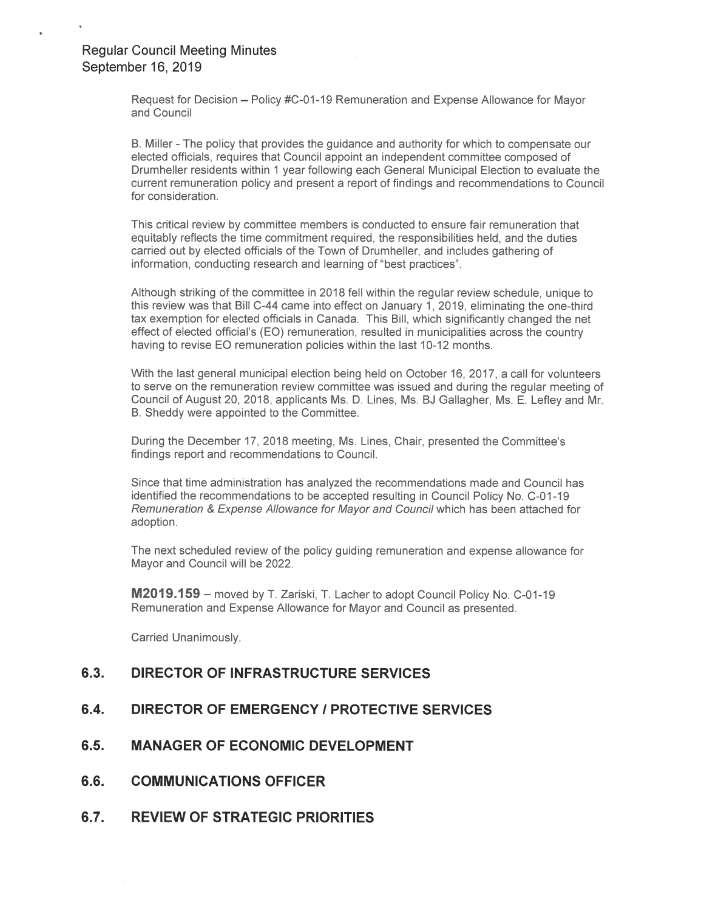Request for Decision – Policy #C-01-19 Remuneration and Expense Allowance for Mayor and Council

B. Miller - The policy that provides the guidance and authority for which to compensate our elected officials, requires that Council appoint an independent committee composed of Drumheller residents within 1 year following each General Municipal Election to evaluate the current remuneration policy and present a report of findings and recommendations to Council for consideration.

This critical review by committee members is conducted to ensure fair remuneration that equitably reflects the time commitment required, the responsibilities held, and the duties carried out by elected officials of the Town of Drumheller, and includes gathering of information, conducting research and learning of "best practices".

Although striking of the committee in 2018 fell within the regular review schedule, unique to this review was that Bill C-44 came into effect on January 1, 2019, eliminating the one-third tax exemption for elected officials in Canada. This Bill, which significantly changed the net effect of elected official's (EO) remuneration, resulted in municipalities across the country having to revise EO remuneration policies within the last 10-12 months.

With the last general municipal election being held on October 16, 2017, a call for volunteers to serve on the remuneration review committee was issued and during the regular meeting of Council of August 20, 2018, applicants Ms. D. Lines, Ms. BJ Gallagher, Ms. E. Lefley and Mr. B. Sheddy were appointed to the Committee.

During the December 17, 2018 meeting, Ms. Lines, Chair, presented the Committee's findings report and recommendations to Council.

Since that time administration has analyzed the recommendations made and Council has identified the recommendations to be accepted resulting in Council Policy No. C-01-19 *Remuneration & Expense Allowance for Mayor and Council* which has been attached for adoption.

The next scheduled review of the policy guiding remuneration and expense allowance for Mayor and Council will be 2022.

**M2019.159** – moved by T. Zariski, T. Lacher to adopt Council Policy No. C-01-19 Remuneration and Expense Allowance for Mayor and Council as presented.

Carried Unanimously.

## 6.3. DIRECTOR OF INFRASTRUCTURE SERVICES

## 6.4. DIRECTOR OF EMERGENCY / PROTECTIVE SERVICES

## 6.5. MANAGER OF ECONOMIC DEVELOPMENT

## 6.6. COMMUNICATIONS OFFICER

## 6.7. REVIEW OF STRATEGIC PRIORITIES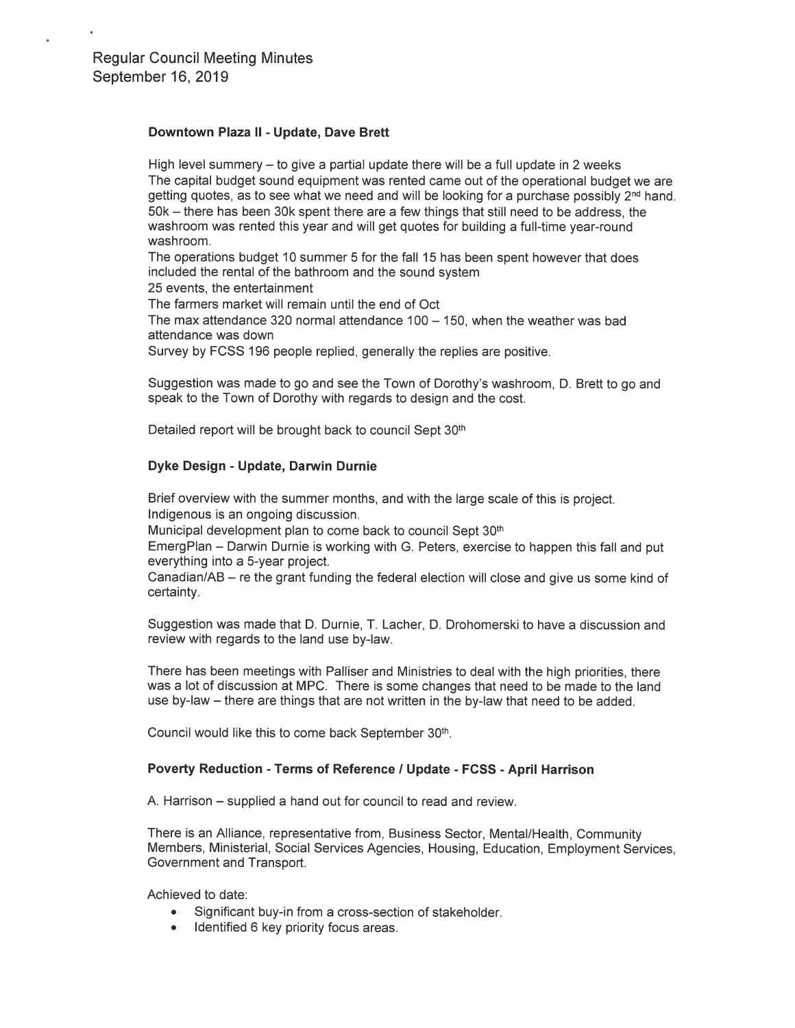### Downtown Plaza II - Update, Dave Brett

High level summery – to give a partial update there will be a full update in 2 weeks
The capital budget sound equipment was rented came out of the operational budget we are getting quotes, as to see what we need and will be looking for a purchase possibly 2nd hand.
50k – there has been 30k spent there are a few things that still need to be address, the washroom was rented this year and will get quotes for building a full-time year-round washroom.
The operations budget 10 summer 5 for the fall 15 has been spent however that does included the rental of the bathroom and the sound system
25 events, the entertainment
The farmers market will remain until the end of Oct
The max attendance 320 normal attendance 100 – 150, when the weather was bad attendance was down
Survey by FCSS 196 people replied, generally the replies are positive.

Suggestion was made to go and see the Town of Dorothy's washroom, D. Brett to go and speak to the Town of Dorothy with regards to design and the cost.

Detailed report will be brought back to council Sept 30th

### Dyke Design - Update, Darwin Durnie

Brief overview with the summer months, and with the large scale of this is project.
Indigenous is an ongoing discussion.
Municipal development plan to come back to council Sept 30th
EmergPlan – Darwin Durnie is working with G. Peters, exercise to happen this fall and put everything into a 5-year project.
Canadian/AB – re the grant funding the federal election will close and give us some kind of certainty.

Suggestion was made that D. Durnie, T. Lacher, D. Drohomerski to have a discussion and review with regards to the land use by-law.

There has been meetings with Palliser and Ministries to deal with the high priorities, there was a lot of discussion at MPC. There is some changes that need to be made to the land use by-law – there are things that are not written in the by-law that need to be added.

Council would like this to come back September 30th.

### Poverty Reduction - Terms of Reference / Update - FCSS - April Harrison

A. Harrison – supplied a hand out for council to read and review.

There is an Alliance, representative from, Business Sector, Mental/Health, Community Members, Ministerial, Social Services Agencies, Housing, Education, Employment Services, Government and Transport.

Achieved to date:

- Significant buy-in from a cross-section of stakeholder.
- Identified 6 key priority focus areas.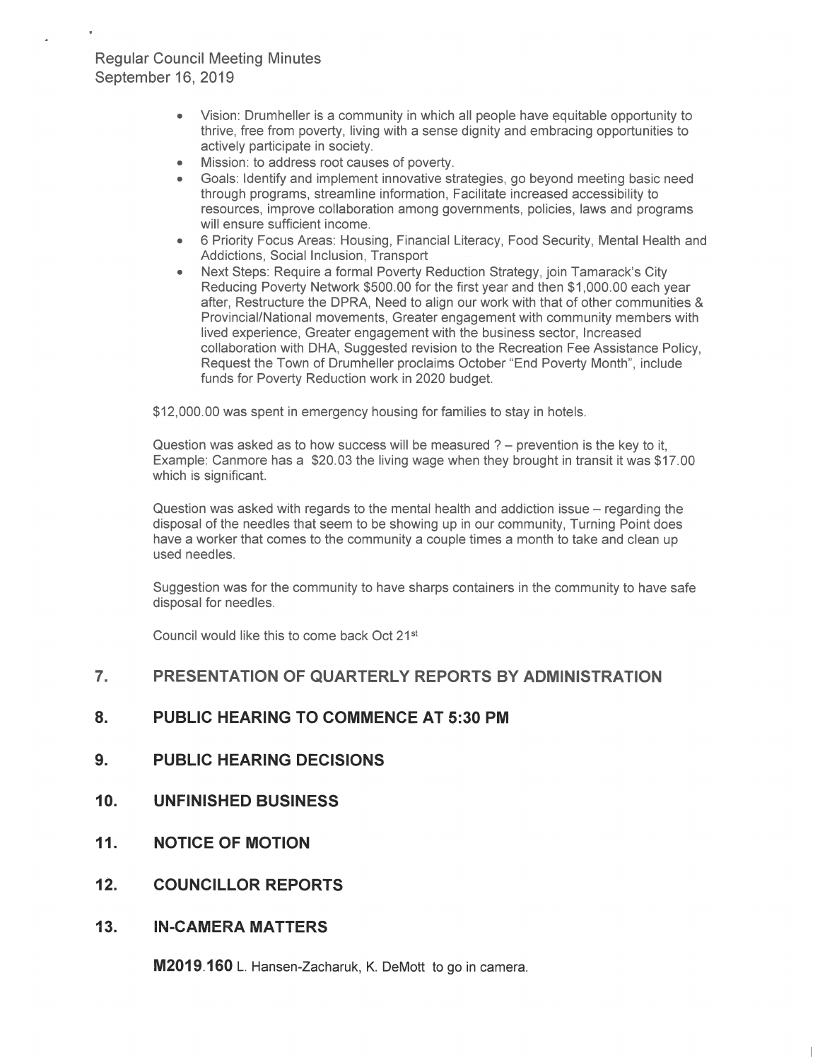- Vision: Drumheller is a community in which all people have equitable opportunity to thrive, free from poverty, living with a sense dignity and embracing opportunities to actively participate in society.
- Mission: to address root causes of poverty.
- Goals: Identify and implement innovative strategies, go beyond meeting basic need through programs, streamline information, Facilitate increased accessibility to resources, improve collaboration among governments, policies, laws and programs will ensure sufficient income.
- 6 Priority Focus Areas: Housing, Financial Literacy, Food Security, Mental Health and Addictions, Social Inclusion, Transport
- Next Steps: Require a formal Poverty Reduction Strategy, join Tamarack's City Reducing Poverty Network $500.00 for the first year and then $1,000.00 each year after, Restructure the DPRA, Need to align our work with that of other communities & Provincial/National movements, Greater engagement with community members with lived experience, Greater engagement with the business sector, Increased collaboration with DHA, Suggested revision to the Recreation Fee Assistance Policy, Request the Town of Drumheller proclaims October "End Poverty Month", include funds for Poverty Reduction work in 2020 budget.

$12,000.00 was spent in emergency housing for families to stay in hotels.

Question was asked as to how success will be measured ? – prevention is the key to it, Example: Canmore has a $20.03 the living wage when they brought in transit it was $17.00 which is significant.

Question was asked with regards to the mental health and addiction issue – regarding the disposal of the needles that seem to be showing up in our community, Turning Point does have a worker that comes to the community a couple times a month to take and clean up used needles.

Suggestion was for the community to have sharps containers in the community to have safe disposal for needles.

Council would like this to come back Oct 21st

## 7. PRESENTATION OF QUARTERLY REPORTS BY ADMINISTRATION

## 8. PUBLIC HEARING TO COMMENCE AT 5:30 PM

## 9. PUBLIC HEARING DECISIONS

## 10. UNFINISHED BUSINESS

## 11. NOTICE OF MOTION

## 12. COUNCILLOR REPORTS

## 13. IN-CAMERA MATTERS

**M2019.160** L. Hansen-Zacharuk, K. DeMott to go in camera.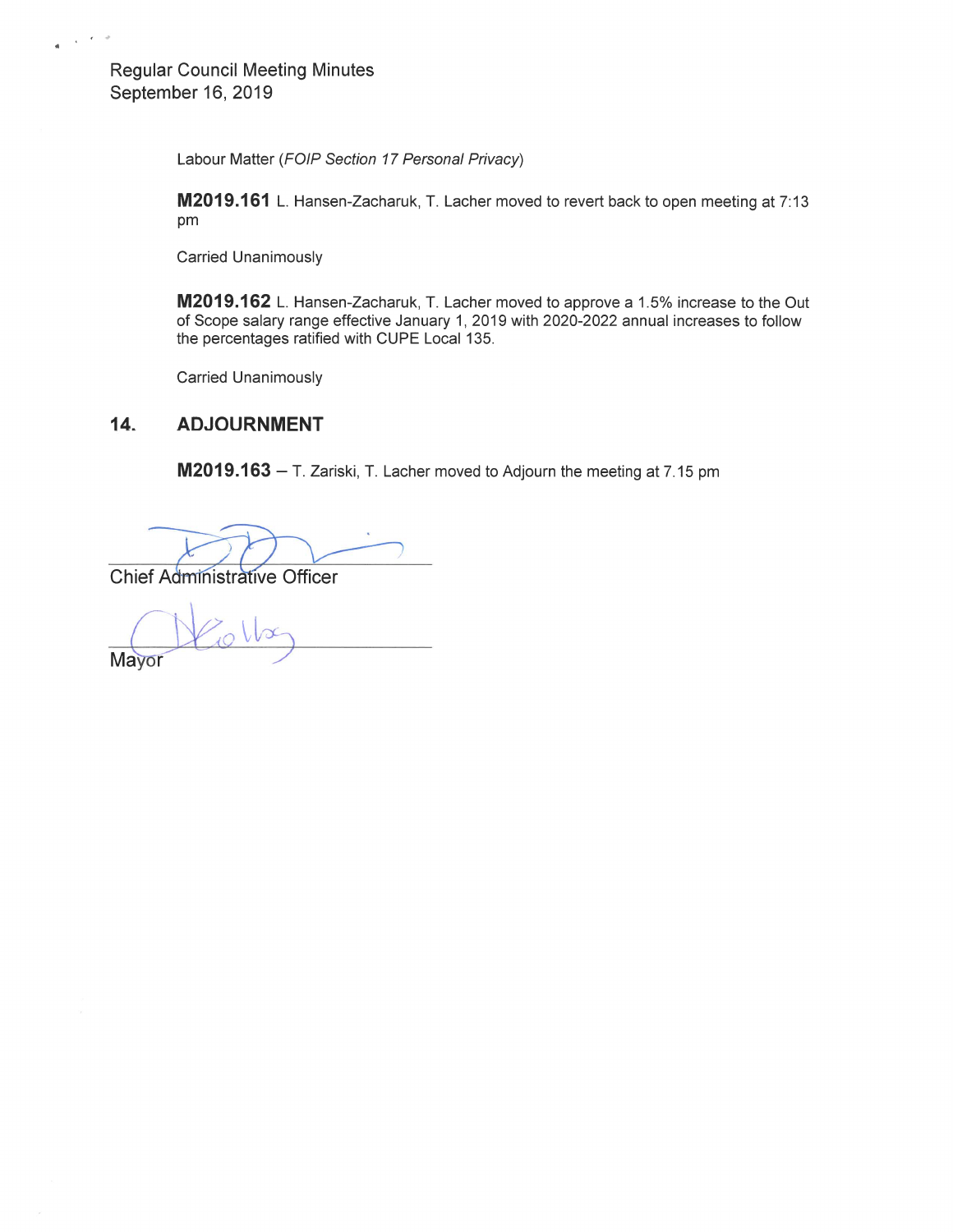Labour Matter (*FOIP Section 17 Personal Privacy*)

**M2019.161** L. Hansen-Zacharuk, T. Lacher moved to revert back to open meeting at 7:13 pm

Carried Unanimously

**M2019.162** L. Hansen-Zacharuk, T. Lacher moved to approve a 1.5% increase to the Out of Scope salary range effective January 1, 2019 with 2020-2022 annual increases to follow the percentages ratified with CUPE Local 135.

Carried Unanimously

## 14. ADJOURNMENT

**M2019.163** – T. Zariski, T. Lacher moved to Adjourn the meeting at 7.15 pm

Chief Administrative Officer

Mayor